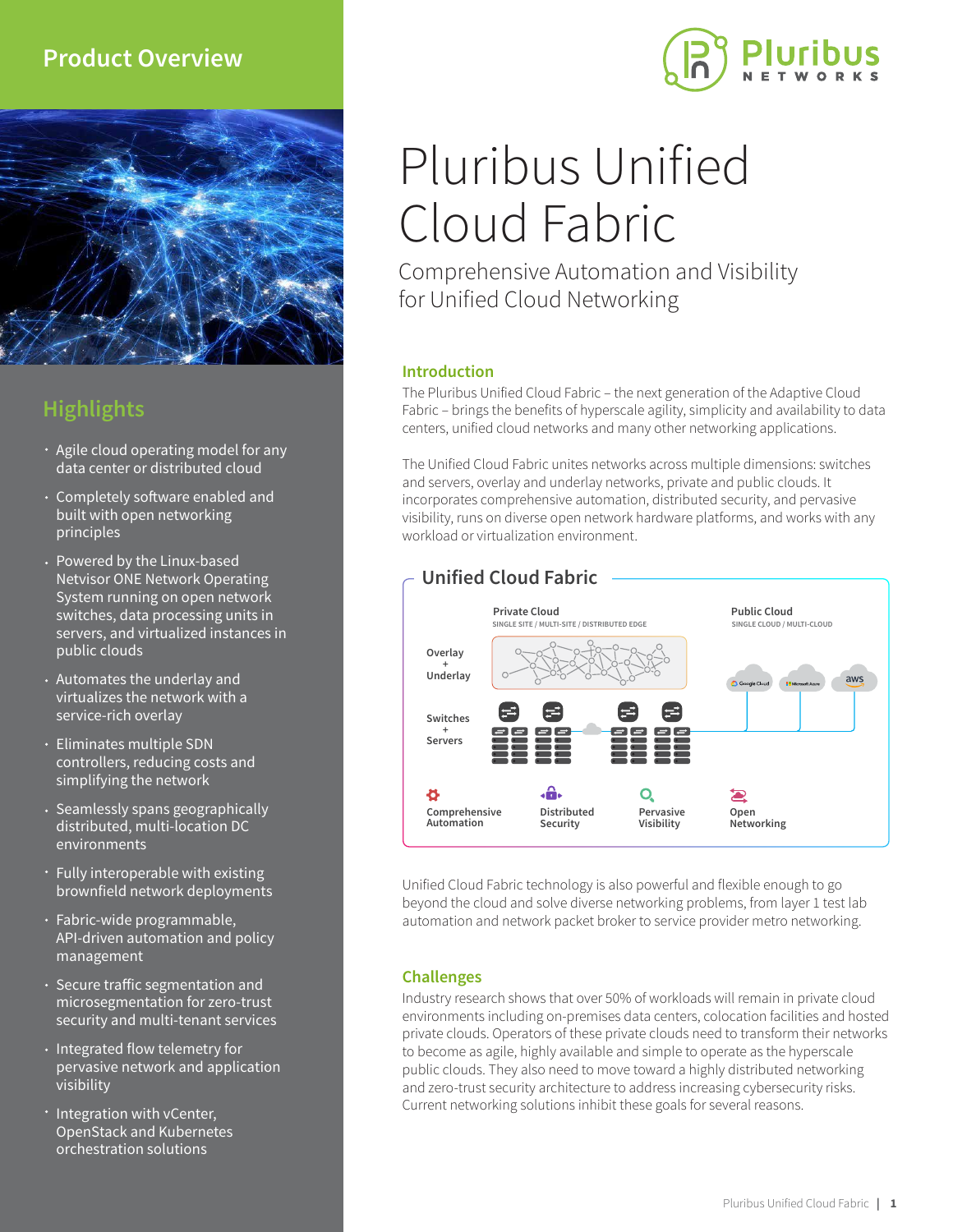Product Overview

# Pluribus Unified Cloud Fabric

Comprehensive Automation and Visibility for Unified Cloud Networking

## Highlights

- Agile cloud operating model for any data center or distributed cloud
- Completely software enabled and built with open networking principles
- Powered by the Linux-based Netvisor ONE Network Operating System running on open network switches, data processing units in servers, and virtualized instances in public clouds
- Automates the underlay and virtualizes the network with a service-rich overlay
- Eliminates multiple SDN controllers, reducing costs and simplifying the network
- Seamlessly spans geographically distributed, multi-location DC environments
- Fully interoperable with existing brownfield network deployments
- Fabric-wide programmable, API-driven automation and policy management
- Secure traffic segmentation and microsegmentation for zero-trust security and multi-tenant services
- Integrated flow telemetry for pervasive network and application visibility
- Integration with vCenter, OpenStack and Kubernetes orchestration solutions

## Introduction

The Pluribus Unified Cloud Fabric – the next generation of the Adaptive Cloud Fabric – brings the benefits of hyperscale agility, simplicity and availability to data centers, unified cloud networks and many other networking applications.

The Unified Cloud Fabric unites networks across multiple dimensions: switches and servers, overlay and underlay networks, private and public clouds. It incorporates comprehensive automation, distributed security, and pervasive visibility, runs on diverse open network hardware platforms, and works with any workload or virtualization environment.

### Unified Cloud Fabric

Private Cloud
SINGLE SITE / MULTI-SITE / DISTRIBUTED EDGE

Public Cloud
SINGLE CLOUD / MULTI-CLOUD

Overlay + Underlay

Switches + Servers

Comprehensive Automation | Distributed Security | Pervasive Visibility | Open Networking

Unified Cloud Fabric technology is also powerful and flexible enough to go beyond the cloud and solve diverse networking problems, from layer 1 test lab automation and network packet broker to service provider metro networking.

## Challenges

Industry research shows that over 50% of workloads will remain in private cloud environments including on-premises data centers, colocation facilities and hosted private clouds. Operators of these private clouds need to transform their networks to become as agile, highly available and simple to operate as the hyperscale public clouds. They also need to move toward a highly distributed networking and zero-trust security architecture to address increasing cybersecurity risks. Current networking solutions inhibit these goals for several reasons.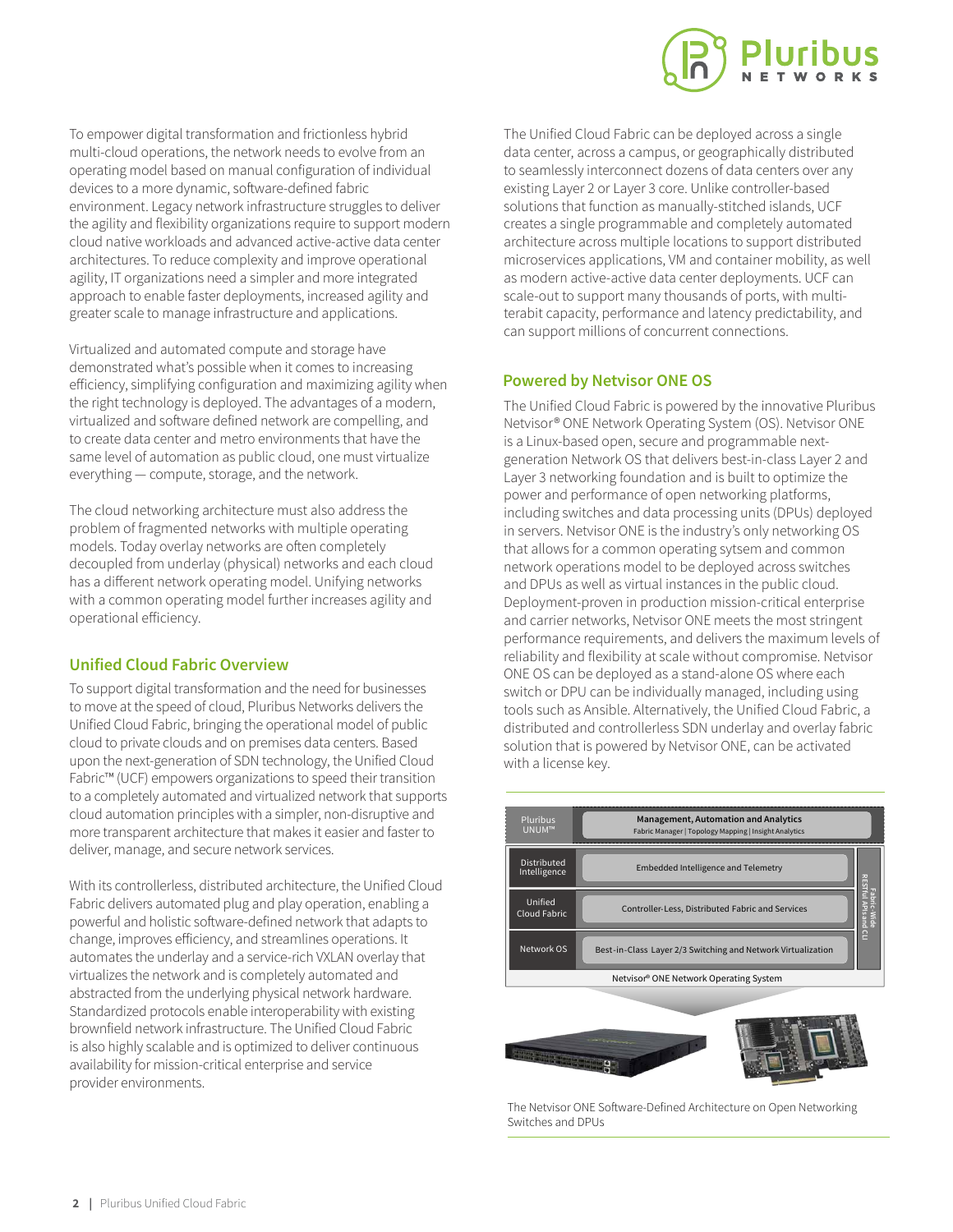To empower digital transformation and frictionless hybrid multi-cloud operations, the network needs to evolve from an operating model based on manual configuration of individual devices to a more dynamic, software-defined fabric environment. Legacy network infrastructure struggles to deliver the agility and flexibility organizations require to support modern cloud native workloads and advanced active-active data center architectures. To reduce complexity and improve operational agility, IT organizations need a simpler and more integrated approach to enable faster deployments, increased agility and greater scale to manage infrastructure and applications.

Virtualized and automated compute and storage have demonstrated what's possible when it comes to increasing efficiency, simplifying configuration and maximizing agility when the right technology is deployed. The advantages of a modern, virtualized and software defined network are compelling, and to create data center and metro environments that have the same level of automation as public cloud, one must virtualize everything — compute, storage, and the network.

The cloud networking architecture must also address the problem of fragmented networks with multiple operating models. Today overlay networks are often completely decoupled from underlay (physical) networks and each cloud has a different network operating model. Unifying networks with a common operating model further increases agility and operational efficiency.

## Unified Cloud Fabric Overview

To support digital transformation and the need for businesses to move at the speed of cloud, Pluribus Networks delivers the Unified Cloud Fabric, bringing the operational model of public cloud to private clouds and on premises data centers. Based upon the next-generation of SDN technology, the Unified Cloud Fabric™ (UCF) empowers organizations to speed their transition to a completely automated and virtualized network that supports cloud automation principles with a simpler, non-disruptive and more transparent architecture that makes it easier and faster to deliver, manage, and secure network services.

With its controllerless, distributed architecture, the Unified Cloud Fabric delivers automated plug and play operation, enabling a powerful and holistic software-defined network that adapts to change, improves efficiency, and streamlines operations. It automates the underlay and a service-rich VXLAN overlay that virtualizes the network and is completely automated and abstracted from the underlying physical network hardware. Standardized protocols enable interoperability with existing brownfield network infrastructure. The Unified Cloud Fabric is also highly scalable and is optimized to deliver continuous availability for mission-critical enterprise and service provider environments.

The Unified Cloud Fabric can be deployed across a single data center, across a campus, or geographically distributed to seamlessly interconnect dozens of data centers over any existing Layer 2 or Layer 3 core. Unlike controller-based solutions that function as manually-stitched islands, UCF creates a single programmable and completely automated architecture across multiple locations to support distributed microservices applications, VM and container mobility, as well as modern active-active data center deployments. UCF can scale-out to support many thousands of ports, with multi-terabit capacity, performance and latency predictability, and can support millions of concurrent connections.

## Powered by Netvisor ONE OS

The Unified Cloud Fabric is powered by the innovative Pluribus Netvisor® ONE Network Operating System (OS). Netvisor ONE is a Linux-based open, secure and programmable next-generation Network OS that delivers best-in-class Layer 2 and Layer 3 networking foundation and is built to optimize the power and performance of open networking platforms, including switches and data processing units (DPUs) deployed in servers. Netvisor ONE is the industry's only networking OS that allows for a common operating sytsem and common network operations model to be deployed across switches and DPUs as well as virtual instances in the public cloud. Deployment-proven in production mission-critical enterprise and carrier networks, Netvisor ONE meets the most stringent performance requirements, and delivers the maximum levels of reliability and flexibility at scale without compromise. Netvisor ONE OS can be deployed as a stand-alone OS where each switch or DPU can be individually managed, including using tools such as Ansible. Alternatively, the Unified Cloud Fabric, a distributed and controllerless SDN underlay and overlay fabric solution that is powered by Netvisor ONE, can be activated with a license key.

| Layer | Function |
|---|---|
| Pluribus UNUM™ | **Management, Automation and Analytics** Fabric Manager \| Topology Mapping \| Insight Analytics |
| Distributed Intelligence | Embedded Intelligence and Telemetry |
| Unified Cloud Fabric | Controller-Less, Distributed Fabric and Services |
| Network OS | Best-in-Class Layer 2/3 Switching and Network Virtualization |

Fabric-Wide RESTful APIs and CLI

Netvisor® ONE Network Operating System

The Netvisor ONE Software-Defined Architecture on Open Networking Switches and DPUs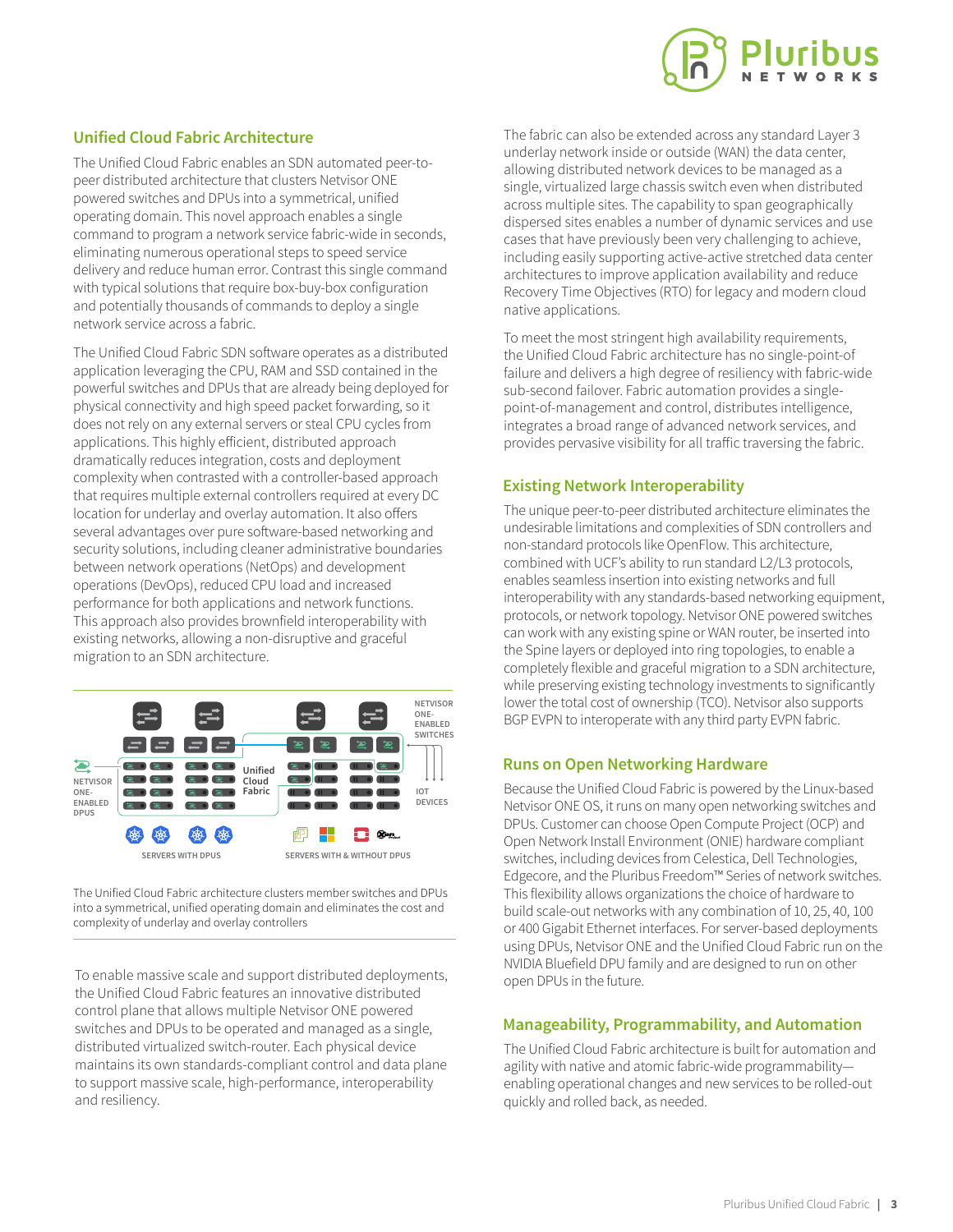## Unified Cloud Fabric Architecture

The Unified Cloud Fabric enables an SDN automated peer-to-peer distributed architecture that clusters Netvisor ONE powered switches and DPUs into a symmetrical, unified operating domain. This novel approach enables a single command to program a network service fabric-wide in seconds, eliminating numerous operational steps to speed service delivery and reduce human error. Contrast this single command with typical solutions that require box-buy-box configuration and potentially thousands of commands to deploy a single network service across a fabric.

The Unified Cloud Fabric SDN software operates as a distributed application leveraging the CPU, RAM and SSD contained in the powerful switches and DPUs that are already being deployed for physical connectivity and high speed packet forwarding, so it does not rely on any external servers or steal CPU cycles from applications. This highly efficient, distributed approach dramatically reduces integration, costs and deployment complexity when contrasted with a controller-based approach that requires multiple external controllers required at every DC location for underlay and overlay automation. It also offers several advantages over pure software-based networking and security solutions, including cleaner administrative boundaries between network operations (NetOps) and development operations (DevOps), reduced CPU load and increased performance for both applications and network functions. This approach also provides brownfield interoperability with existing networks, allowing a non-disruptive and graceful migration to an SDN architecture.

NETVISOR ONE-ENABLED SWITCHES

NETVISOR ONE-ENABLED DPUS

Unified Cloud Fabric

IOT DEVICES

SERVERS WITH DPUS

SERVERS WITH & WITHOUT DPUS

The Unified Cloud Fabric architecture clusters member switches and DPUs into a symmetrical, unified operating domain and eliminates the cost and complexity of underlay and overlay controllers

To enable massive scale and support distributed deployments, the Unified Cloud Fabric features an innovative distributed control plane that allows multiple Netvisor ONE powered switches and DPUs to be operated and managed as a single, distributed virtualized switch-router. Each physical device maintains its own standards-compliant control and data plane to support massive scale, high-performance, interoperability and resiliency.

The fabric can also be extended across any standard Layer 3 underlay network inside or outside (WAN) the data center, allowing distributed network devices to be managed as a single, virtualized large chassis switch even when distributed across multiple sites. The capability to span geographically dispersed sites enables a number of dynamic services and use cases that have previously been very challenging to achieve, including easily supporting active-active stretched data center architectures to improve application availability and reduce Recovery Time Objectives (RTO) for legacy and modern cloud native applications.

To meet the most stringent high availability requirements, the Unified Cloud Fabric architecture has no single-point-of failure and delivers a high degree of resiliency with fabric-wide sub-second failover. Fabric automation provides a single-point-of-management and control, distributes intelligence, integrates a broad range of advanced network services, and provides pervasive visibility for all traffic traversing the fabric.

## Existing Network Interoperability

The unique peer-to-peer distributed architecture eliminates the undesirable limitations and complexities of SDN controllers and non-standard protocols like OpenFlow. This architecture, combined with UCF's ability to run standard L2/L3 protocols, enables seamless insertion into existing networks and full interoperability with any standards-based networking equipment, protocols, or network topology. Netvisor ONE powered switches can work with any existing spine or WAN router, be inserted into the Spine layers or deployed into ring topologies, to enable a completely flexible and graceful migration to a SDN architecture, while preserving existing technology investments to significantly lower the total cost of ownership (TCO). Netvisor also supports BGP EVPN to interoperate with any third party EVPN fabric.

## Runs on Open Networking Hardware

Because the Unified Cloud Fabric is powered by the Linux-based Netvisor ONE OS, it runs on many open networking switches and DPUs. Customer can choose Open Compute Project (OCP) and Open Network Install Environment (ONIE) hardware compliant switches, including devices from Celestica, Dell Technologies, Edgecore, and the Pluribus Freedom™ Series of network switches. This flexibility allows organizations the choice of hardware to build scale-out networks with any combination of 10, 25, 40, 100 or 400 Gigabit Ethernet interfaces. For server-based deployments using DPUs, Netvisor ONE and the Unified Cloud Fabric run on the NVIDIA Bluefield DPU family and are designed to run on other open DPUs in the future.

## Manageability, Programmability, and Automation

The Unified Cloud Fabric architecture is built for automation and agility with native and atomic fabric-wide programmability—enabling operational changes and new services to be rolled-out quickly and rolled back, as needed.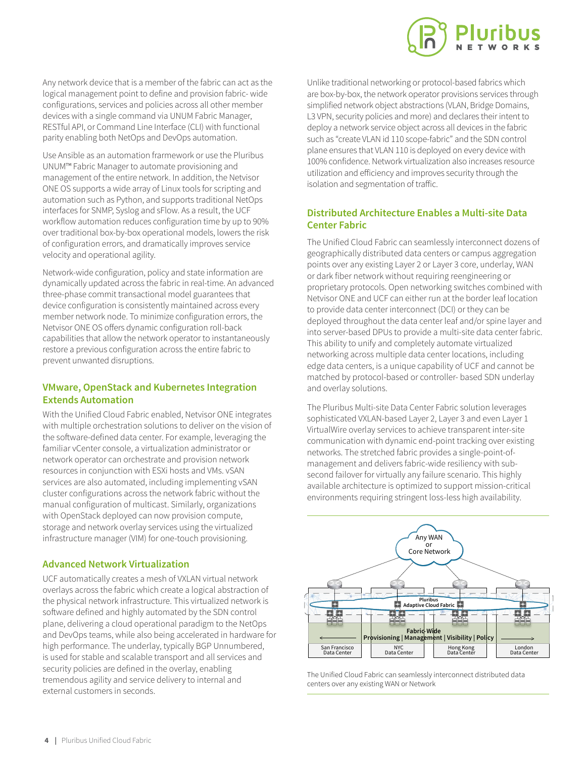Any network device that is a member of the fabric can act as the logical management point to define and provision fabric- wide configurations, services and policies across all other member devices with a single command via UNUM Fabric Manager, RESTful API, or Command Line Interface (CLI) with functional parity enabling both NetOps and DevOps automation.

Use Ansible as an automation frarmework or use the Pluribus UNUM™ Fabric Manager to automate provisioning and management of the entire network. In addition, the Netvisor ONE OS supports a wide array of Linux tools for scripting and automation such as Python, and supports traditional NetOps interfaces for SNMP, Syslog and sFlow. As a result, the UCF workflow automation reduces configuration time by up to 90% over traditional box-by-box operational models, lowers the risk of configuration errors, and dramatically improves service velocity and operational agility.

Network-wide configuration, policy and state information are dynamically updated across the fabric in real-time. An advanced three-phase commit transactional model guarantees that device configuration is consistently maintained across every member network node. To minimize configuration errors, the Netvisor ONE OS offers dynamic configuration roll-back capabilities that allow the network operator to instantaneously restore a previous configuration across the entire fabric to prevent unwanted disruptions.

## VMware, OpenStack and Kubernetes Integration Extends Automation

With the Unified Cloud Fabric enabled, Netvisor ONE integrates with multiple orchestration solutions to deliver on the vision of the software-defined data center. For example, leveraging the familiar vCenter console, a virtualization administrator or network operator can orchestrate and provision network resources in conjunction with ESXi hosts and VMs. vSAN services are also automated, including implementing vSAN cluster configurations across the network fabric without the manual configuration of multicast. Similarly, organizations with OpenStack deployed can now provision compute, storage and network overlay services using the virtualized infrastructure manager (VIM) for one-touch provisioning.

## Advanced Network Virtualization

UCF automatically creates a mesh of VXLAN virtual network overlays across the fabric which create a logical abstraction of the physical network infrastructure. This virtualized network is software defined and highly automated by the SDN control plane, delivering a cloud operational paradigm to the NetOps and DevOps teams, while also being accelerated in hardware for high performance. The underlay, typically BGP Unnumbered, is used for stable and scalable transport and all services and security policies are defined in the overlay, enabling tremendous agility and service delivery to internal and external customers in seconds.

Unlike traditional networking or protocol-based fabrics which are box-by-box, the network operator provisions services through simplified network object abstractions (VLAN, Bridge Domains, L3 VPN, security policies and more) and declares their intent to deploy a network service object across all devices in the fabric such as "create VLAN id 110 scope-fabric" and the SDN control plane ensures that VLAN 110 is deployed on every device with 100% confidence. Network virtualization also increases resource utilization and efficiency and improves security through the isolation and segmentation of traffic.

## Distributed Architecture Enables a Multi-site Data Center Fabric

The Unified Cloud Fabric can seamlessly interconnect dozens of geographically distributed data centers or campus aggregation points over any existing Layer 2 or Layer 3 core, underlay, WAN or dark fiber network without requiring reengineering or proprietary protocols. Open networking switches combined with Netvisor ONE and UCF can either run at the border leaf location to provide data center interconnect (DCI) or they can be deployed throughout the data center leaf and/or spine layer and into server-based DPUs to provide a multi-site data center fabric. This ability to unify and completely automate virtualized networking across multiple data center locations, including edge data centers, is a unique capability of UCF and cannot be matched by protocol-based or controller- based SDN underlay and overlay solutions.

The Pluribus Multi-site Data Center Fabric solution leverages sophisticated VXLAN-based Layer 2, Layer 3 and even Layer 1 VirtualWire overlay services to achieve transparent inter-site communication with dynamic end-point tracking over existing networks. The stretched fabric provides a single-point-of-management and delivers fabric-wide resiliency with sub-second failover for virtually any failure scenario. This highly available architecture is optimized to support mission-critical environments requiring stringent loss-less high availability.

The Unified Cloud Fabric can seamlessly interconnect distributed data centers over any existing WAN or Network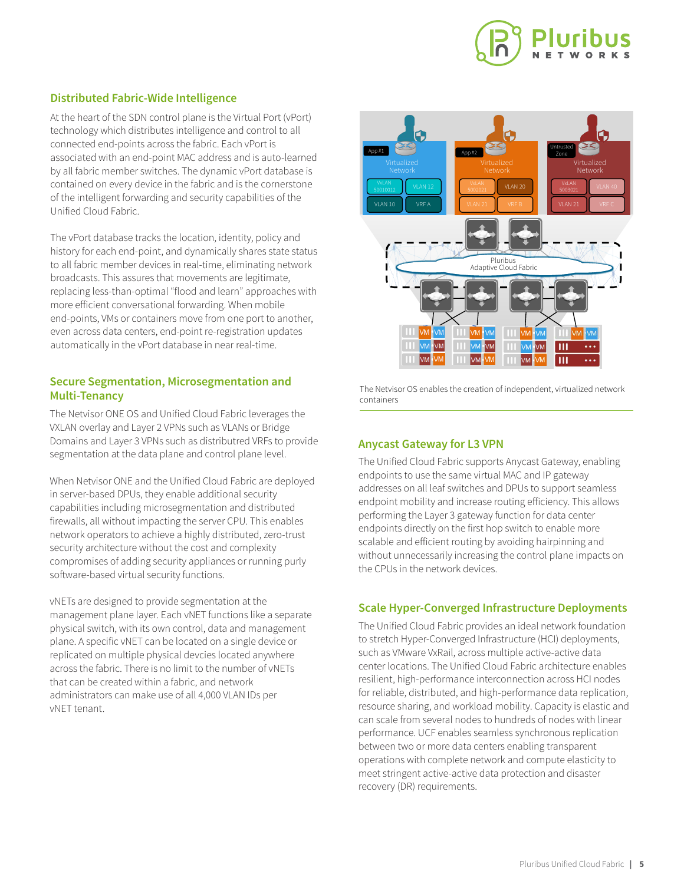## Distributed Fabric-Wide Intelligence

At the heart of the SDN control plane is the Virtual Port (vPort) technology which distributes intelligence and control to all connected end-points across the fabric. Each vPort is associated with an end-point MAC address and is auto-learned by all fabric member switches. The dynamic vPort database is contained on every device in the fabric and is the cornerstone of the intelligent forwarding and security capabilities of the Unified Cloud Fabric.

The vPort database tracks the location, identity, policy and history for each end-point, and dynamically shares state status to all fabric member devices in real-time, eliminating network broadcasts. This assures that movements are legitimate, replacing less-than-optimal "flood and learn" approaches with more efficient conversational forwarding. When mobile end-points, VMs or containers move from one port to another, even across data centers, end-point re-registration updates automatically in the vPort database in near real-time.

## Secure Segmentation, Microsegmentation and Multi-Tenancy

The Netvisor ONE OS and Unified Cloud Fabric leverages the VXLAN overlay and Layer 2 VPNs such as VLANs or Bridge Domains and Layer 3 VPNs such as distributed VRFs to provide segmentation at the data plane and control plane level.

When Netvisor ONE and the Unified Cloud Fabric are deployed in server-based DPUs, they enable additional security capabilities including microsegmentation and distributed firewalls, all without impacting the server CPU. This enables network operators to achieve a highly distributed, zero-trust security architecture without the cost and complexity compromises of adding security appliances or running purly software-based virtual security functions.

vNETs are designed to provide segmentation at the management plane layer. Each vNET functions like a separate physical switch, with its own control, data and management plane. A specific vNET can be located on a single device or replicated on multiple physical devcies located anywhere across the fabric. There is no limit to the number of vNETs that can be created within a fabric, and network administrators can make use of all 4,000 VLAN IDs per vNET tenant.

The Netvisor OS enables the creation of independent, virtualized network containers

## Anycast Gateway for L3 VPN

The Unified Cloud Fabric supports Anycast Gateway, enabling endpoints to use the same virtual MAC and IP gateway addresses on all leaf switches and DPUs to support seamless endpoint mobility and increase routing efficiency. This allows performing the Layer 3 gateway function for data center endpoints directly on the first hop switch to enable more scalable and efficient routing by avoiding hairpinning and without unnecessarily increasing the control plane impacts on the CPUs in the network devices.

## Scale Hyper-Converged Infrastructure Deployments

The Unified Cloud Fabric provides an ideal network foundation to stretch Hyper-Converged Infrastructure (HCI) deployments, such as VMware VxRail, across multiple active-active data center locations. The Unified Cloud Fabric architecture enables resilient, high-performance interconnection across HCI nodes for reliable, distributed, and high-performance data replication, resource sharing, and workload mobility. Capacity is elastic and can scale from several nodes to hundreds of nodes with linear performance. UCF enables seamless synchronous replication between two or more data centers enabling transparent operations with complete network and compute elasticity to meet stringent active-active data protection and disaster recovery (DR) requirements.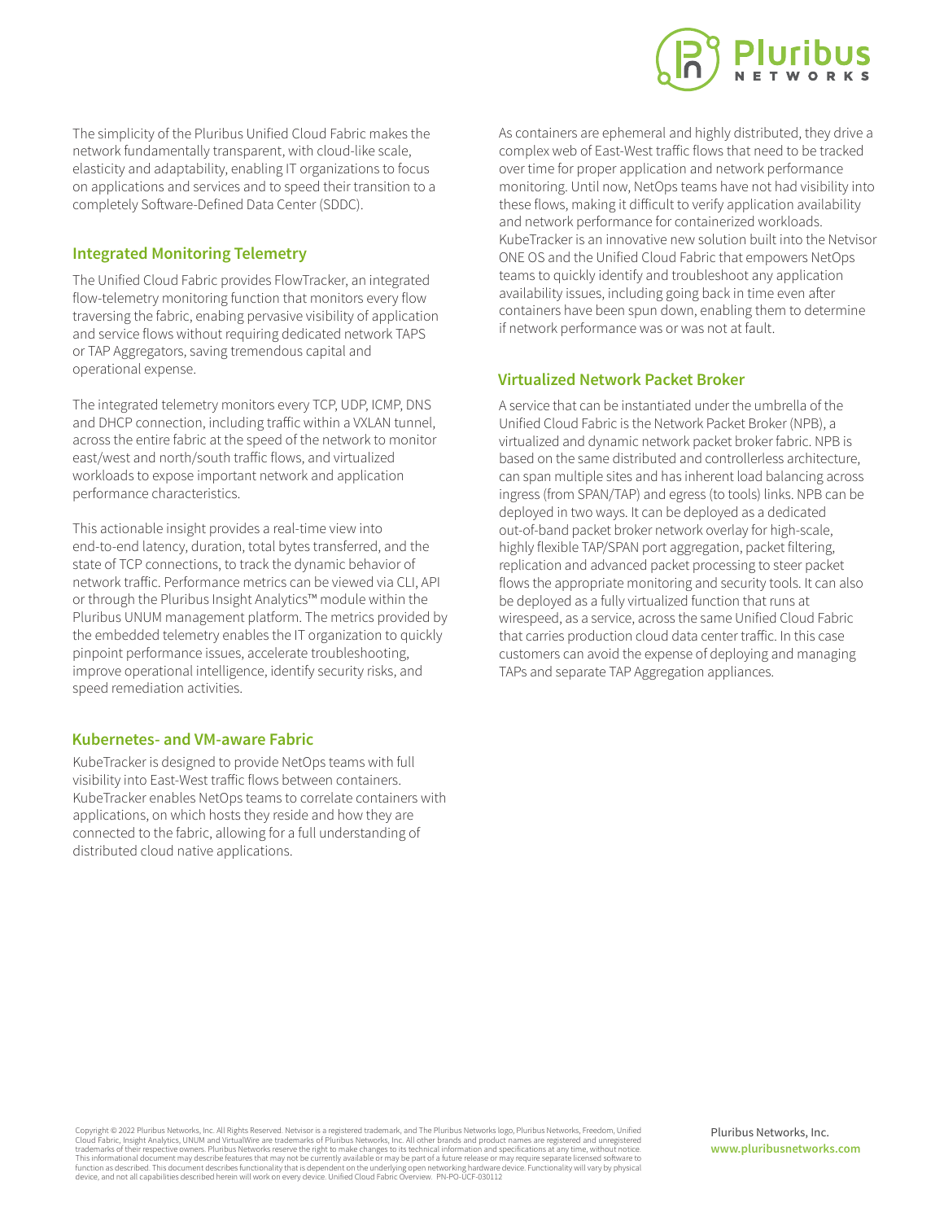The simplicity of the Pluribus Unified Cloud Fabric makes the network fundamentally transparent, with cloud-like scale, elasticity and adaptability, enabling IT organizations to focus on applications and services and to speed their transition to a completely Software-Defined Data Center (SDDC).

## Integrated Monitoring Telemetry

The Unified Cloud Fabric provides FlowTracker, an integrated flow-telemetry monitoring function that monitors every flow traversing the fabric, enabling pervasive visibility of application and service flows without requiring dedicated network TAPS or TAP Aggregators, saving tremendous capital and operational expense.

The integrated telemetry monitors every TCP, UDP, ICMP, DNS and DHCP connection, including traffic within a VXLAN tunnel, across the entire fabric at the speed of the network to monitor east/west and north/south traffic flows, and virtualized workloads to expose important network and application performance characteristics.

This actionable insight provides a real-time view into end-to-end latency, duration, total bytes transferred, and the state of TCP connections, to track the dynamic behavior of network traffic. Performance metrics can be viewed via CLI, API or through the Pluribus Insight Analytics™ module within the Pluribus UNUM management platform. The metrics provided by the embedded telemetry enables the IT organization to quickly pinpoint performance issues, accelerate troubleshooting, improve operational intelligence, identify security risks, and speed remediation activities.

## Kubernetes- and VM-aware Fabric

KubeTracker is designed to provide NetOps teams with full visibility into East-West traffic flows between containers. KubeTracker enables NetOps teams to correlate containers with applications, on which hosts they reside and how they are connected to the fabric, allowing for a full understanding of distributed cloud native applications.

As containers are ephemeral and highly distributed, they drive a complex web of East-West traffic flows that need to be tracked over time for proper application and network performance monitoring. Until now, NetOps teams have not had visibility into these flows, making it difficult to verify application availability and network performance for containerized workloads. KubeTracker is an innovative new solution built into the Netvisor ONE OS and the Unified Cloud Fabric that empowers NetOps teams to quickly identify and troubleshoot any application availability issues, including going back in time even after containers have been spun down, enabling them to determine if network performance was or was not at fault.

## Virtualized Network Packet Broker

A service that can be instantiated under the umbrella of the Unified Cloud Fabric is the Network Packet Broker (NPB), a virtualized and dynamic network packet broker fabric. NPB is based on the same distributed and controllerless architecture, can span multiple sites and has inherent load balancing across ingress (from SPAN/TAP) and egress (to tools) links. NPB can be deployed in two ways. It can be deployed as a dedicated out-of-band packet broker network overlay for high-scale, highly flexible TAP/SPAN port aggregation, packet filtering, replication and advanced packet processing to steer packet flows the appropriate monitoring and security tools. It can also be deployed as a fully virtualized function that runs at wirespeed, as a service, across the same Unified Cloud Fabric that carries production cloud data center traffic. In this case customers can avoid the expense of deploying and managing TAPs and separate TAP Aggregation appliances.

Copyright © 2022 Pluribus Networks, Inc. All Rights Reserved. Netvisor is a registered trademark, and The Pluribus Networks logo, Pluribus Networks, Freedom, Unified Cloud Fabric, Insight Analytics, UNUM and VirtualWire are trademarks of Pluribus Networks, Inc. All other brands and product names are registered and unregistered trademarks of their respective owners. Pluribus Networks reserve the right to make changes to its technical information and specifications at any time, without notice. This informational document may describe features that may not be currently available or may be part of a future release or may require separate licensed software to function as described. This document describes functionality that is dependent on the underlying open networking hardware device. Functionality will vary by physical device, and not all capabilities described herein will work on every device. Unified Cloud Fabric Overview. PN-PO-UCF-030112

Pluribus Networks, Inc.
**www.pluribusnetworks.com**